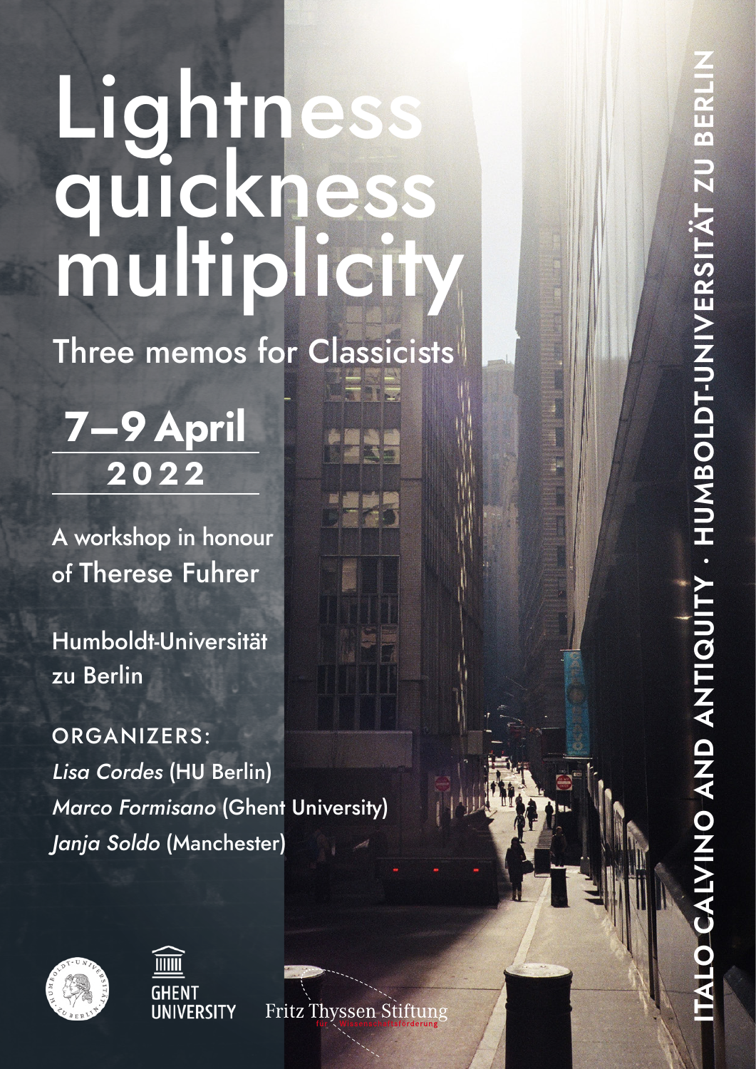# Lightness quickness multiplicity

## Three memos for Classicists

**7–9 April**
**2022**

A workshop in honour of Therese Fuhrer

Humboldt-Universität zu Berlin

ORGANIZERS:
*Lisa Cordes* (HU Berlin)
*Marco Formisano* (Ghent University)
*Janja Soldo* (Manchester)

ITALO CALVINO AND ANTIQUITY · HUMBOLDT-UNIVERSITÄT ZU BERLIN

GHENT UNIVERSITY

Fritz Thyssen Stiftung für Wissenschaftsförderung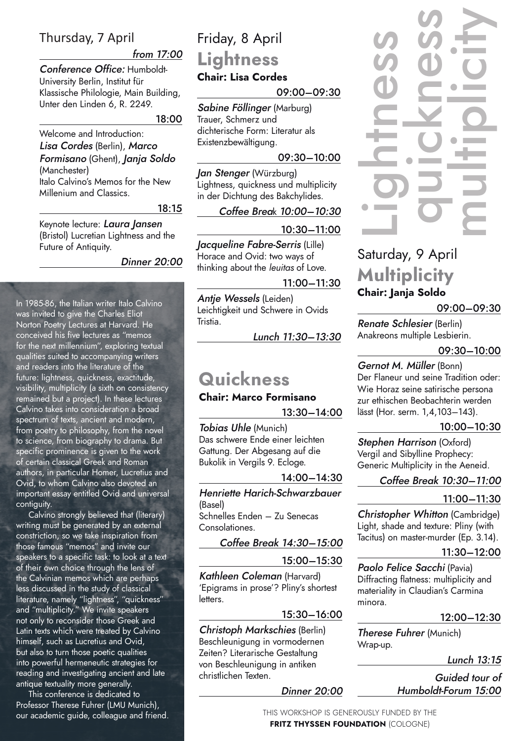## Thursday, 7 April

*from 17:00*

*Conference Office:* Humboldt-University Berlin, Institut für Klassische Philologie, Main Building, Unter den Linden 6, R. 2249.

18:00

Welcome and Introduction: *Lisa Cordes* (Berlin), *Marco Formisano* (Ghent), *Janja Soldo* (Manchester)
Italo Calvino's Memos for the New Millenium and Classics.

18:15

Keynote lecture: *Laura Jansen* (Bristol) Lucretian Lightness and the Future of Antiquity.

*Dinner 20:00*

In 1985-86, the Italian writer Italo Calvino was invited to give the Charles Eliot Norton Poetry Lectures at Harvard. He conceived his five lectures as "memos for the next millennium", exploring textual qualities suited to accompanying writers and readers into the literature of the future: lightness, quickness, exactitude, visibility, multiplicity (a sixth on consistency remained but a project). In these lectures Calvino takes into consideration a broad spectrum of texts, ancient and modern, from poetry to philosophy, from the novel to science, from biography to drama. But specific prominence is given to the work of certain classical Greek and Roman authors, in particular Homer, Lucretius and Ovid, to whom Calvino also devoted an important essay entitled Ovid and universal contiguity.

Calvino strongly believed that (literary) writing must be generated by an external constriction, so we take inspiration from those famous "memos" and invite our speakers to a specific task: to look at a text of their own choice through the lens of the Calvinian memos which are perhaps less discussed in the study of classical literature, namely "lightness", "quickness" and "multiplicity." We invite speakers not only to reconsider those Greek and Latin texts which were treated by Calvino himself, such as Lucretius and Ovid, but also to turn those poetic qualities into powerful hermeneutic strategies for reading and investigating ancient and late antique textuality more generally.

This conference is dedicated to Professor Therese Fuhrer (LMU Munich), our academic guide, colleague and friend.

## Friday, 8 April

# Lightness

**Chair: Lisa Cordes**

09:00–09:30

*Sabine Föllinger* (Marburg)
Trauer, Schmerz und dichterische Form: Literatur als Existenzbewältigung.

09:30–10:00

*Jan Stenger* (Würzburg)
Lightness, quickness und multiplicity in der Dichtung des Bakchylides.

*Coffee Break 10:00–10:30*

10:30–11:00

*Jacqueline Fabre-Serris* (Lille)
Horace and Ovid: two ways of thinking about the *leuitas* of Love.

11:00–11:30

*Antje Wessels* (Leiden)
Leichtigkeit und Schwere in Ovids Tristia.

*Lunch 11:30–13:30*

# Quickness

**Chair: Marco Formisano**

13:30–14:00

*Tobias Uhle* (Munich)
Das schwere Ende einer leichten Gattung. Der Abgesang auf die Bukolik in Vergils 9. Ecloge.

14:00–14:30

*Henriette Harich-Schwarzbauer* (Basel)
Schnelles Enden – Zu Senecas Consolationes.

*Coffee Break 14:30–15:00*

15:00–15:30

*Kathleen Coleman* (Harvard)
'Epigrams in prose'? Pliny's shortest letters.

15:30–16:00

*Christoph Markschies* (Berlin)
Beschleunigung in vormodernen Zeiten? Literarische Gestaltung von Beschleunigung in antiken christlichen Texten.

*Dinner 20:00*

Lightness quickness multiplicity

## Saturday, 9 April

# Multiplicity

**Chair: Janja Soldo**

09:00–09:30

*Renate Schlesier* (Berlin)
Anakreons multiple Lesbierin.

09:30–10:00

*Gernot M. Müller* (Bonn)
Der Flaneur und seine Tradition oder: Wie Horaz seine satirische persona zur ethischen Beobachterin werden lässt (Hor. serm. 1,4,103–143).

10:00–10:30

*Stephen Harrison* (Oxford)
Vergil and Sibylline Prophecy: Generic Multiplicity in the Aeneid.

*Coffee Break 10:30–11:00*

11:00–11:30

*Christopher Whitton* (Cambridge)
Light, shade and texture: Pliny (with Tacitus) on master-murder (Ep. 3.14).

11:30–12:00

*Paolo Felice Sacchi* (Pavia)
Diffracting flatness: multiplicity and materiality in Claudian's Carmina minora.

12:00–12:30

*Therese Fuhrer* (Munich)
Wrap-up.

*Lunch 13:15*

*Guided tour of Humboldt-Forum 15:00*

THIS WORKSHOP IS GENEROUSLY FUNDED BY THE **FRITZ THYSSEN FOUNDATION** (COLOGNE)